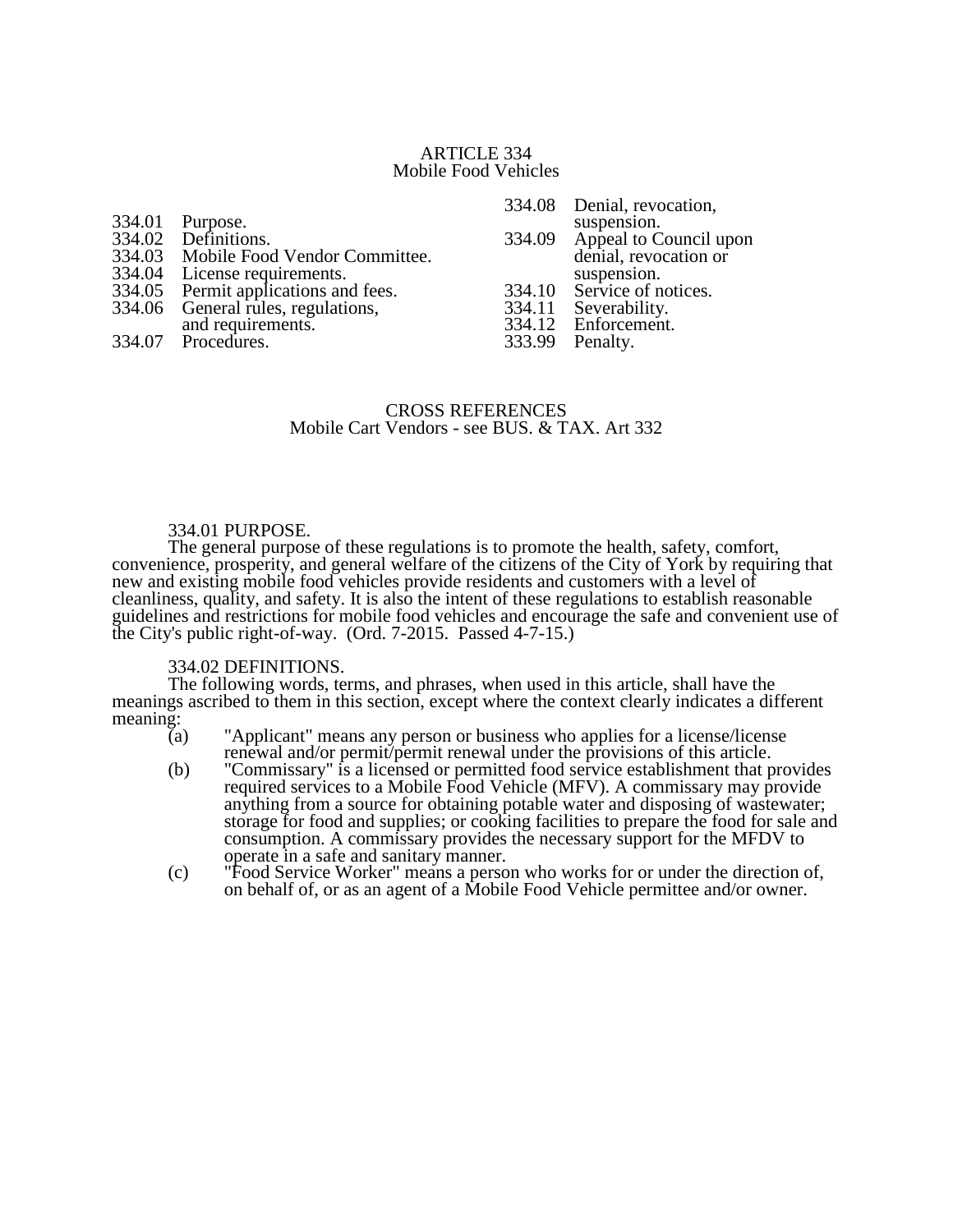# ARTICLE 334
## Mobile Food Vehicles

334.01 Purpose.
334.02 Definitions.
334.03 Mobile Food Vendor Committee.
334.04 License requirements.
334.05 Permit applications and fees.
334.06 General rules, regulations, and requirements.
334.07 Procedures.
334.08 Denial, revocation, suspension.
334.09 Appeal to Council upon denial, revocation or suspension.
334.10 Service of notices.
334.11 Severability.
334.12 Enforcement.
333.99 Penalty.

CROSS REFERENCES
Mobile Cart Vendors - see BUS. & TAX. Art 332

334.01 PURPOSE.

The general purpose of these regulations is to promote the health, safety, comfort, convenience, prosperity, and general welfare of the citizens of the City of York by requiring that new and existing mobile food vehicles provide residents and customers with a level of cleanliness, quality, and safety. It is also the intent of these regulations to establish reasonable guidelines and restrictions for mobile food vehicles and encourage the safe and convenient use of the City's public right-of-way. (Ord. 7-2015. Passed 4-7-15.)

334.02 DEFINITIONS.

The following words, terms, and phrases, when used in this article, shall have the meanings ascribed to them in this section, except where the context clearly indicates a different meaning:

(a) "Applicant" means any person or business who applies for a license/license renewal and/or permit/permit renewal under the provisions of this article.

(b) "Commissary" is a licensed or permitted food service establishment that provides required services to a Mobile Food Vehicle (MFV). A commissary may provide anything from a source for obtaining potable water and disposing of wastewater; storage for food and supplies; or cooking facilities to prepare the food for sale and consumption. A commissary provides the necessary support for the MFDV to operate in a safe and sanitary manner.

(c) "Food Service Worker" means a person who works for or under the direction of, on behalf of, or as an agent of a Mobile Food Vehicle permittee and/or owner.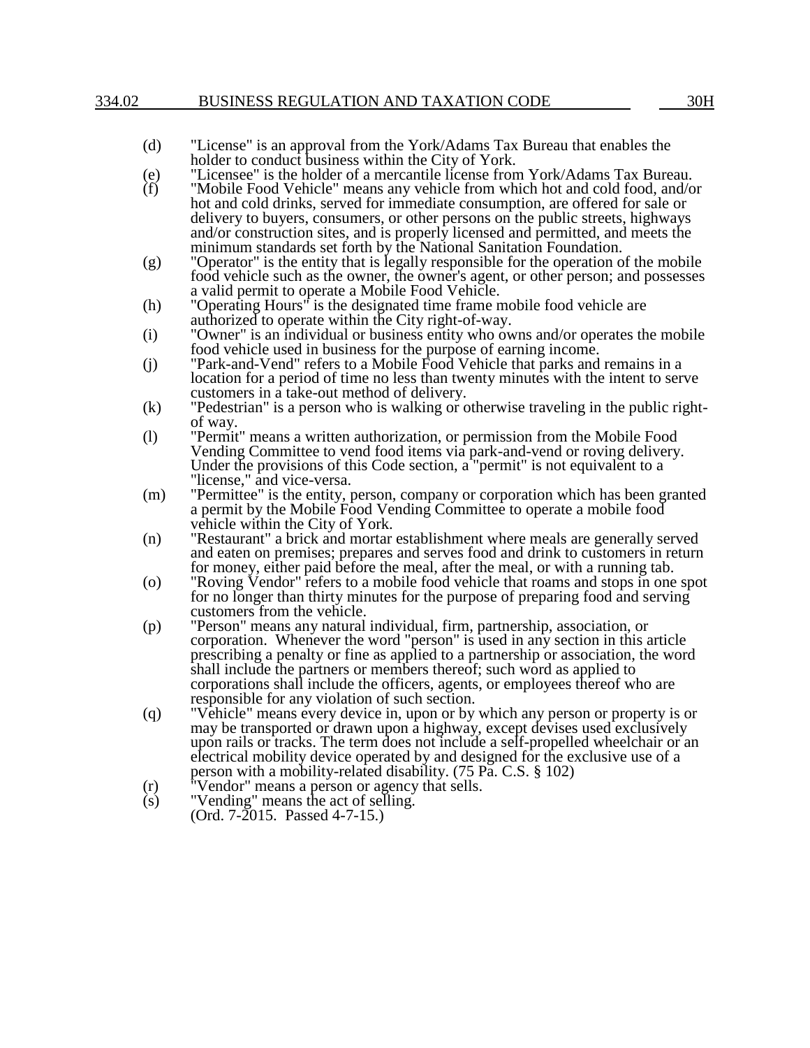(d) "License" is an approval from the York/Adams Tax Bureau that enables the holder to conduct business within the City of York.

(e) "Licensee" is the holder of a mercantile license from York/Adams Tax Bureau.

(f) "Mobile Food Vehicle" means any vehicle from which hot and cold food, and/or hot and cold drinks, served for immediate consumption, are offered for sale or delivery to buyers, consumers, or other persons on the public streets, highways and/or construction sites, and is properly licensed and permitted, and meets the minimum standards set forth by the National Sanitation Foundation.

(g) "Operator" is the entity that is legally responsible for the operation of the mobile food vehicle such as the owner, the owner's agent, or other person; and possesses a valid permit to operate a Mobile Food Vehicle.

(h) "Operating Hours" is the designated time frame mobile food vehicle are authorized to operate within the City right-of-way.

(i) "Owner" is an individual or business entity who owns and/or operates the mobile food vehicle used in business for the purpose of earning income.

(j) "Park-and-Vend" refers to a Mobile Food Vehicle that parks and remains in a location for a period of time no less than twenty minutes with the intent to serve customers in a take-out method of delivery.

(k) "Pedestrian" is a person who is walking or otherwise traveling in the public right-of way.

(l) "Permit" means a written authorization, or permission from the Mobile Food Vending Committee to vend food items via park-and-vend or roving delivery. Under the provisions of this Code section, a "permit" is not equivalent to a "license," and vice-versa.

(m) "Permittee" is the entity, person, company or corporation which has been granted a permit by the Mobile Food Vending Committee to operate a mobile food vehicle within the City of York.

(n) "Restaurant" a brick and mortar establishment where meals are generally served and eaten on premises; prepares and serves food and drink to customers in return for money, either paid before the meal, after the meal, or with a running tab.

(o) "Roving Vendor" refers to a mobile food vehicle that roams and stops in one spot for no longer than thirty minutes for the purpose of preparing food and serving customers from the vehicle.

(p) "Person" means any natural individual, firm, partnership, association, or corporation. Whenever the word "person" is used in any section in this article prescribing a penalty or fine as applied to a partnership or association, the word shall include the partners or members thereof; such word as applied to corporations shall include the officers, agents, or employees thereof who are responsible for any violation of such section.

(q) "Vehicle" means every device in, upon or by which any person or property is or may be transported or drawn upon a highway, except devises used exclusively upon rails or tracks. The term does not include a self-propelled wheelchair or an electrical mobility device operated by and designed for the exclusive use of a person with a mobility-related disability. (75 Pa. C.S. § 102)

(r) "Vendor" means a person or agency that sells.

(s) "Vending" means the act of selling.

(Ord. 7-2015. Passed 4-7-15.)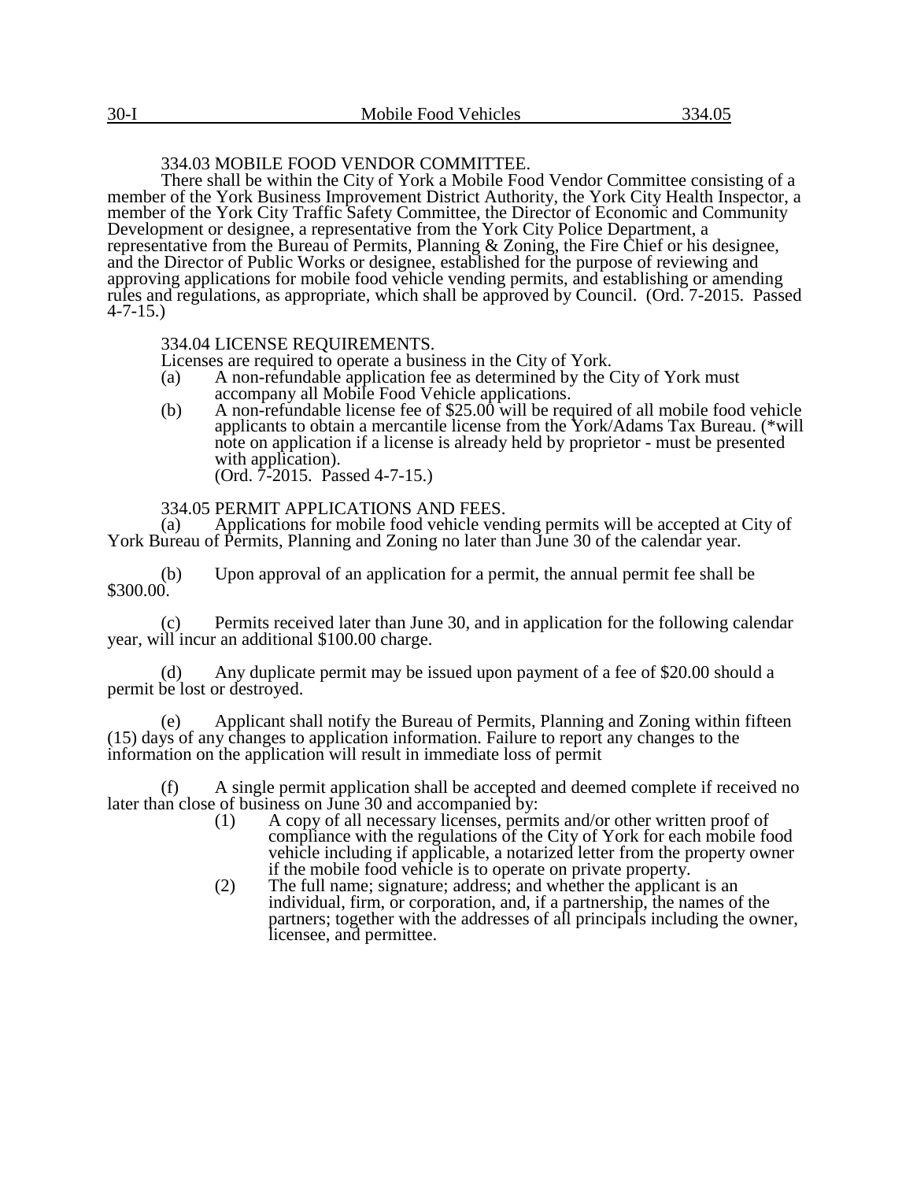### 334.03 MOBILE FOOD VENDOR COMMITTEE.

There shall be within the City of York a Mobile Food Vendor Committee consisting of a member of the York Business Improvement District Authority, the York City Health Inspector, a member of the York City Traffic Safety Committee, the Director of Economic and Community Development or designee, a representative from the York City Police Department, a representative from the Bureau of Permits, Planning & Zoning, the Fire Chief or his designee, and the Director of Public Works or designee, established for the purpose of reviewing and approving applications for mobile food vehicle vending permits, and establishing or amending rules and regulations, as appropriate, which shall be approved by Council. (Ord. 7-2015. Passed 4-7-15.)

### 334.04 LICENSE REQUIREMENTS.

Licenses are required to operate a business in the City of York.

(a) A non-refundable application fee as determined by the City of York must accompany all Mobile Food Vehicle applications.

(b) A non-refundable license fee of $25.00 will be required of all mobile food vehicle applicants to obtain a mercantile license from the York/Adams Tax Bureau. (*will note on application if a license is already held by proprietor - must be presented with application).
(Ord. 7-2015. Passed 4-7-15.)

### 334.05 PERMIT APPLICATIONS AND FEES.

(a) Applications for mobile food vehicle vending permits will be accepted at City of York Bureau of Permits, Planning and Zoning no later than June 30 of the calendar year.

(b) Upon approval of an application for a permit, the annual permit fee shall be $300.00.

(c) Permits received later than June 30, and in application for the following calendar year, will incur an additional $100.00 charge.

(d) Any duplicate permit may be issued upon payment of a fee of $20.00 should a permit be lost or destroyed.

(e) Applicant shall notify the Bureau of Permits, Planning and Zoning within fifteen (15) days of any changes to application information. Failure to report any changes to the information on the application will result in immediate loss of permit

(f) A single permit application shall be accepted and deemed complete if received no later than close of business on June 30 and accompanied by:

(1) A copy of all necessary licenses, permits and/or other written proof of compliance with the regulations of the City of York for each mobile food vehicle including if applicable, a notarized letter from the property owner if the mobile food vehicle is to operate on private property.

(2) The full name; signature; address; and whether the applicant is an individual, firm, or corporation, and, if a partnership, the names of the partners; together with the addresses of all principals including the owner, licensee, and permittee.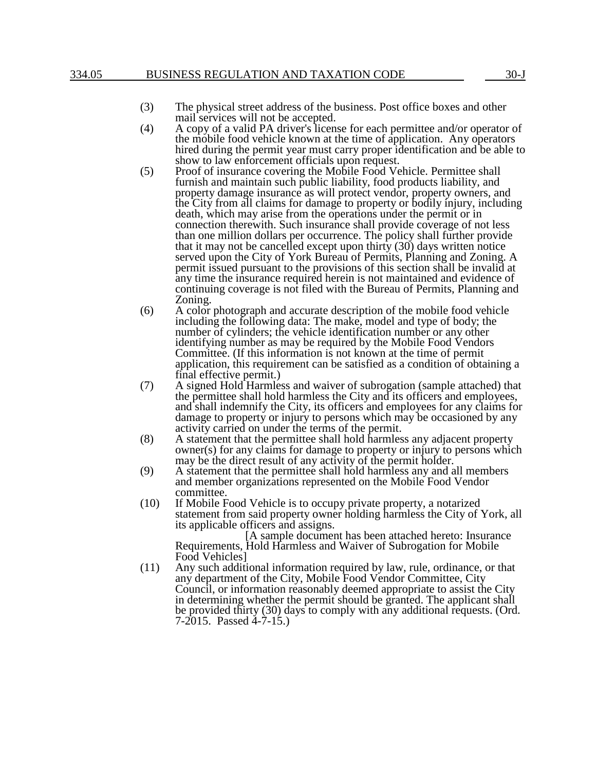(3) The physical street address of the business. Post office boxes and other mail services will not be accepted.

(4) A copy of a valid PA driver's license for each permittee and/or operator of the mobile food vehicle known at the time of application. Any operators hired during the permit year must carry proper identification and be able to show to law enforcement officials upon request.

(5) Proof of insurance covering the Mobile Food Vehicle. Permittee shall furnish and maintain such public liability, food products liability, and property damage insurance as will protect vendor, property owners, and the City from all claims for damage to property or bodily injury, including death, which may arise from the operations under the permit or in connection therewith. Such insurance shall provide coverage of not less than one million dollars per occurrence. The policy shall further provide that it may not be cancelled except upon thirty (30) days written notice served upon the City of York Bureau of Permits, Planning and Zoning. A permit issued pursuant to the provisions of this section shall be invalid at any time the insurance required herein is not maintained and evidence of continuing coverage is not filed with the Bureau of Permits, Planning and Zoning.

(6) A color photograph and accurate description of the mobile food vehicle including the following data: The make, model and type of body; the number of cylinders; the vehicle identification number or any other identifying number as may be required by the Mobile Food Vendors Committee. (If this information is not known at the time of permit application, this requirement can be satisfied as a condition of obtaining a final effective permit.)

(7) A signed Hold Harmless and waiver of subrogation (sample attached) that the permittee shall hold harmless the City and its officers and employees, and shall indemnify the City, its officers and employees for any claims for damage to property or injury to persons which may be occasioned by any activity carried on under the terms of the permit.

(8) A statement that the permittee shall hold harmless any adjacent property owner(s) for any claims for damage to property or injury to persons which may be the direct result of any activity of the permit holder.

(9) A statement that the permittee shall hold harmless any and all members and member organizations represented on the Mobile Food Vendor committee.

(10) If Mobile Food Vehicle is to occupy private property, a notarized statement from said property owner holding harmless the City of York, all its applicable officers and assigns.

[A sample document has been attached hereto: Insurance Requirements, Hold Harmless and Waiver of Subrogation for Mobile Food Vehicles]

(11) Any such additional information required by law, rule, ordinance, or that any department of the City, Mobile Food Vendor Committee, City Council, or information reasonably deemed appropriate to assist the City in determining whether the permit should be granted. The applicant shall be provided thirty (30) days to comply with any additional requests. (Ord. 7-2015. Passed 4-7-15.)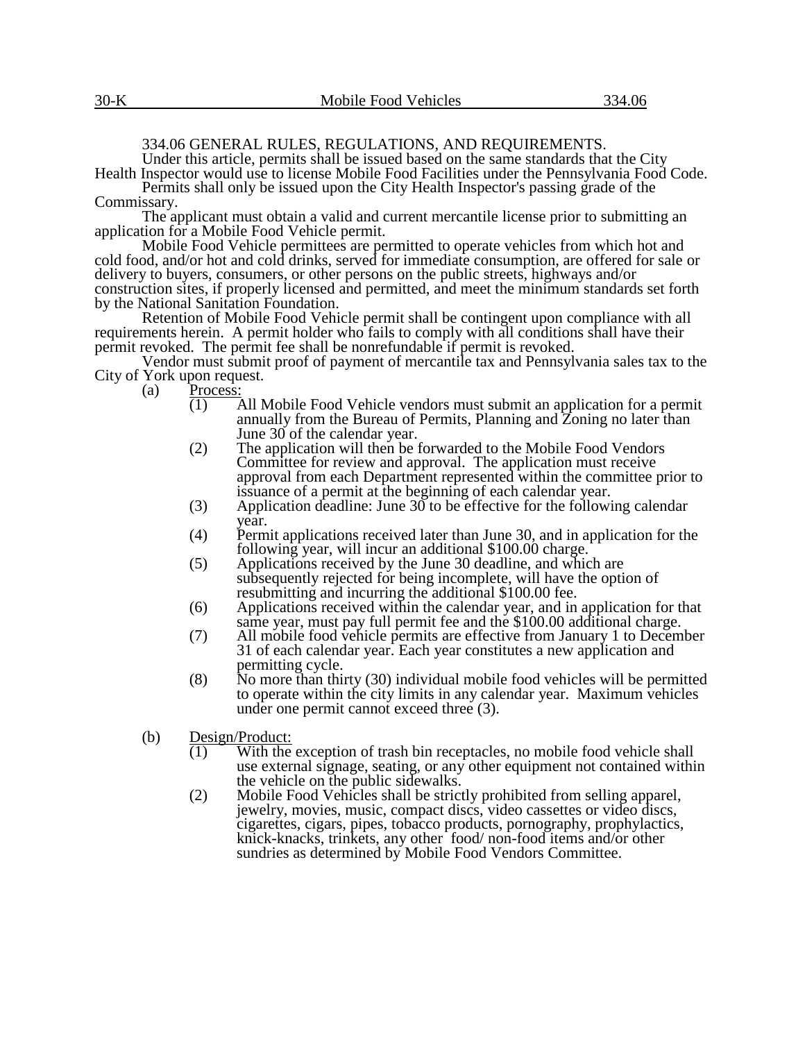## 334.06 GENERAL RULES, REGULATIONS, AND REQUIREMENTS.

Under this article, permits shall be issued based on the same standards that the City Health Inspector would use to license Mobile Food Facilities under the Pennsylvania Food Code.

Permits shall only be issued upon the City Health Inspector's passing grade of the Commissary.

The applicant must obtain a valid and current mercantile license prior to submitting an application for a Mobile Food Vehicle permit.

Mobile Food Vehicle permittees are permitted to operate vehicles from which hot and cold food, and/or hot and cold drinks, served for immediate consumption, are offered for sale or delivery to buyers, consumers, or other persons on the public streets, highways and/or construction sites, if properly licensed and permitted, and meet the minimum standards set forth by the National Sanitation Foundation.

Retention of Mobile Food Vehicle permit shall be contingent upon compliance with all requirements herein. A permit holder who fails to comply with all conditions shall have their permit revoked. The permit fee shall be nonrefundable if permit is revoked.

Vendor must submit proof of payment of mercantile tax and Pennsylvania sales tax to the City of York upon request.

(a) Process:

(1) All Mobile Food Vehicle vendors must submit an application for a permit annually from the Bureau of Permits, Planning and Zoning no later than June 30 of the calendar year.

(2) The application will then be forwarded to the Mobile Food Vendors Committee for review and approval. The application must receive approval from each Department represented within the committee prior to issuance of a permit at the beginning of each calendar year.

(3) Application deadline: June 30 to be effective for the following calendar year.

(4) Permit applications received later than June 30, and in application for the following year, will incur an additional $100.00 charge.

(5) Applications received by the June 30 deadline, and which are subsequently rejected for being incomplete, will have the option of resubmitting and incurring the additional $100.00 fee.

(6) Applications received within the calendar year, and in application for that same year, must pay full permit fee and the $100.00 additional charge.

(7) All mobile food vehicle permits are effective from January 1 to December 31 of each calendar year. Each year constitutes a new application and permitting cycle.

(8) No more than thirty (30) individual mobile food vehicles will be permitted to operate within the city limits in any calendar year. Maximum vehicles under one permit cannot exceed three (3).

(b) Design/Product:

(1) With the exception of trash bin receptacles, no mobile food vehicle shall use external signage, seating, or any other equipment not contained within the vehicle on the public sidewalks.

(2) Mobile Food Vehicles shall be strictly prohibited from selling apparel, jewelry, movies, music, compact discs, video cassettes or video discs, cigarettes, cigars, pipes, tobacco products, pornography, prophylactics, knick-knacks, trinkets, any other food/ non-food items and/or other sundries as determined by Mobile Food Vendors Committee.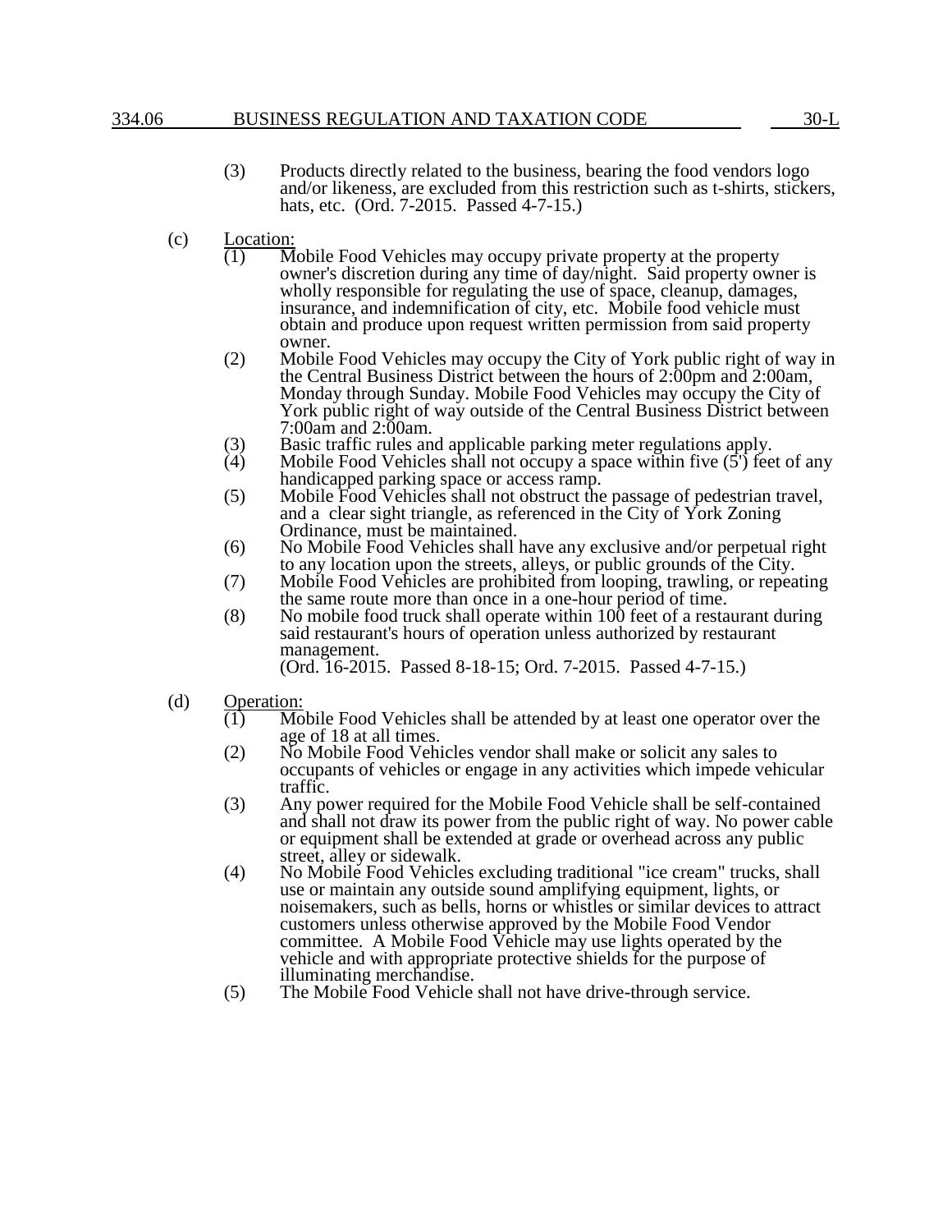(3) Products directly related to the business, bearing the food vendors logo and/or likeness, are excluded from this restriction such as t-shirts, stickers, hats, etc. (Ord. 7-2015. Passed 4-7-15.)

(c) Location:

(1) Mobile Food Vehicles may occupy private property at the property owner's discretion during any time of day/night. Said property owner is wholly responsible for regulating the use of space, cleanup, damages, insurance, and indemnification of city, etc. Mobile food vehicle must obtain and produce upon request written permission from said property owner.

(2) Mobile Food Vehicles may occupy the City of York public right of way in the Central Business District between the hours of 2:00pm and 2:00am, Monday through Sunday. Mobile Food Vehicles may occupy the City of York public right of way outside of the Central Business District between 7:00am and 2:00am.

(3) Basic traffic rules and applicable parking meter regulations apply.

(4) Mobile Food Vehicles shall not occupy a space within five (5') feet of any handicapped parking space or access ramp.

(5) Mobile Food Vehicles shall not obstruct the passage of pedestrian travel, and a clear sight triangle, as referenced in the City of York Zoning Ordinance, must be maintained.

(6) No Mobile Food Vehicles shall have any exclusive and/or perpetual right to any location upon the streets, alleys, or public grounds of the City.

(7) Mobile Food Vehicles are prohibited from looping, trawling, or repeating the same route more than once in a one-hour period of time.

(8) No mobile food truck shall operate within 100 feet of a restaurant during said restaurant's hours of operation unless authorized by restaurant management.

(Ord. 16-2015. Passed 8-18-15; Ord. 7-2015. Passed 4-7-15.)

(d) Operation:

(1) Mobile Food Vehicles shall be attended by at least one operator over the age of 18 at all times.

(2) No Mobile Food Vehicles vendor shall make or solicit any sales to occupants of vehicles or engage in any activities which impede vehicular traffic.

(3) Any power required for the Mobile Food Vehicle shall be self-contained and shall not draw its power from the public right of way. No power cable or equipment shall be extended at grade or overhead across any public street, alley or sidewalk.

(4) No Mobile Food Vehicles excluding traditional "ice cream" trucks, shall use or maintain any outside sound amplifying equipment, lights, or noisemakers, such as bells, horns or whistles or similar devices to attract customers unless otherwise approved by the Mobile Food Vendor committee. A Mobile Food Vehicle may use lights operated by the vehicle and with appropriate protective shields for the purpose of illuminating merchandise.

(5) The Mobile Food Vehicle shall not have drive-through service.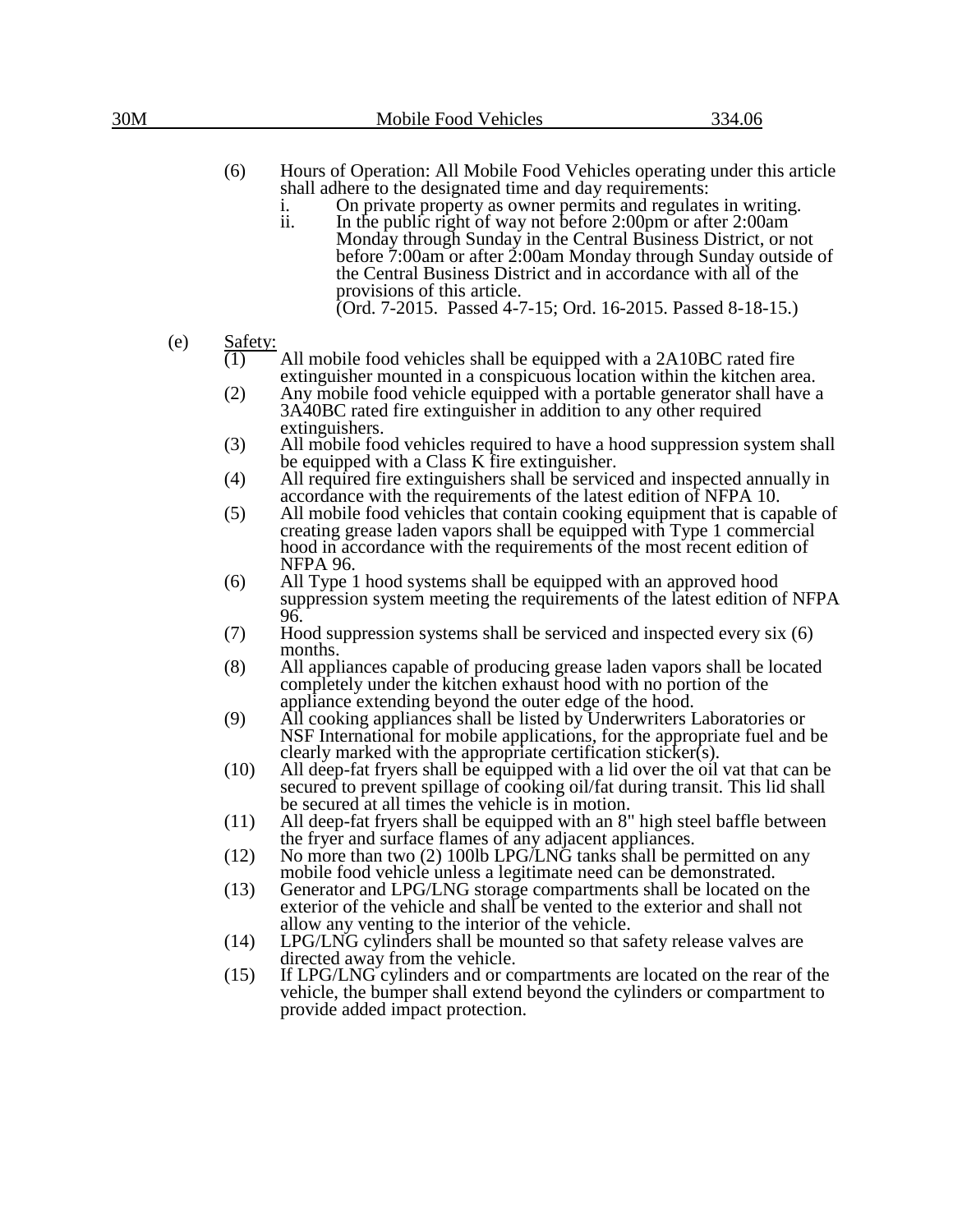(6) Hours of Operation: All Mobile Food Vehicles operating under this article shall adhere to the designated time and day requirements:

   i. On private property as owner permits and regulates in writing.

   ii. In the public right of way not before 2:00pm or after 2:00am Monday through Sunday in the Central Business District, or not before 7:00am or after 2:00am Monday through Sunday outside of the Central Business District and in accordance with all of the provisions of this article.

   (Ord. 7-2015. Passed 4-7-15; Ord. 16-2015. Passed 8-18-15.)

(e) Safety:

(1) All mobile food vehicles shall be equipped with a 2A10BC rated fire extinguisher mounted in a conspicuous location within the kitchen area.

(2) Any mobile food vehicle equipped with a portable generator shall have a 3A40BC rated fire extinguisher in addition to any other required extinguishers.

(3) All mobile food vehicles required to have a hood suppression system shall be equipped with a Class K fire extinguisher.

(4) All required fire extinguishers shall be serviced and inspected annually in accordance with the requirements of the latest edition of NFPA 10.

(5) All mobile food vehicles that contain cooking equipment that is capable of creating grease laden vapors shall be equipped with Type 1 commercial hood in accordance with the requirements of the most recent edition of NFPA 96.

(6) All Type 1 hood systems shall be equipped with an approved hood suppression system meeting the requirements of the latest edition of NFPA 96.

(7) Hood suppression systems shall be serviced and inspected every six (6) months.

(8) All appliances capable of producing grease laden vapors shall be located completely under the kitchen exhaust hood with no portion of the appliance extending beyond the outer edge of the hood.

(9) All cooking appliances shall be listed by Underwriters Laboratories or NSF International for mobile applications, for the appropriate fuel and be clearly marked with the appropriate certification sticker(s).

(10) All deep-fat fryers shall be equipped with a lid over the oil vat that can be secured to prevent spillage of cooking oil/fat during transit. This lid shall be secured at all times the vehicle is in motion.

(11) All deep-fat fryers shall be equipped with an 8" high steel baffle between the fryer and surface flames of any adjacent appliances.

(12) No more than two (2) 100lb LPG/LNG tanks shall be permitted on any mobile food vehicle unless a legitimate need can be demonstrated.

(13) Generator and LPG/LNG storage compartments shall be located on the exterior of the vehicle and shall be vented to the exterior and shall not allow any venting to the interior of the vehicle.

(14) LPG/LNG cylinders shall be mounted so that safety release valves are directed away from the vehicle.

(15) If LPG/LNG cylinders and or compartments are located on the rear of the vehicle, the bumper shall extend beyond the cylinders or compartment to provide added impact protection.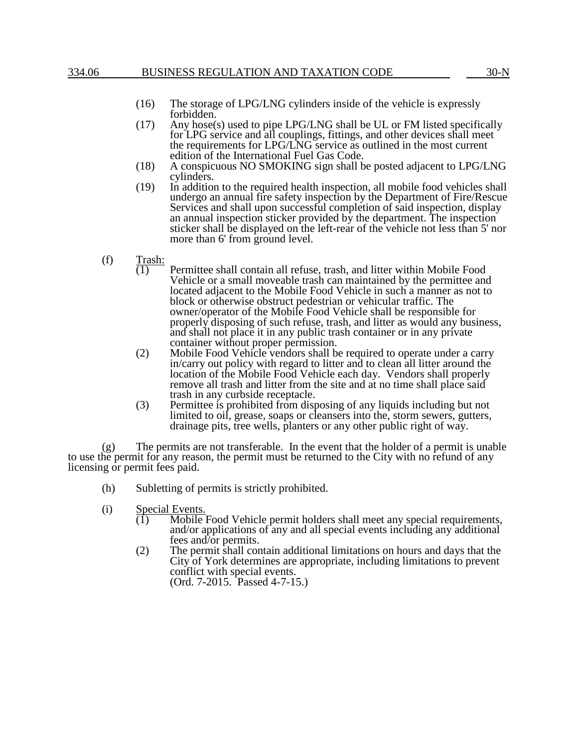(16) The storage of LPG/LNG cylinders inside of the vehicle is expressly forbidden.

(17) Any hose(s) used to pipe LPG/LNG shall be UL or FM listed specifically for LPG service and all couplings, fittings, and other devices shall meet the requirements for LPG/LNG service as outlined in the most current edition of the International Fuel Gas Code.

(18) A conspicuous NO SMOKING sign shall be posted adjacent to LPG/LNG cylinders.

(19) In addition to the required health inspection, all mobile food vehicles shall undergo an annual fire safety inspection by the Department of Fire/Rescue Services and shall upon successful completion of said inspection, display an annual inspection sticker provided by the department. The inspection sticker shall be displayed on the left-rear of the vehicle not less than 5' nor more than 6' from ground level.

(f) Trash:

(1) Permittee shall contain all refuse, trash, and litter within Mobile Food Vehicle or a small moveable trash can maintained by the permittee and located adjacent to the Mobile Food Vehicle in such a manner as not to block or otherwise obstruct pedestrian or vehicular traffic. The owner/operator of the Mobile Food Vehicle shall be responsible for properly disposing of such refuse, trash, and litter as would any business, and shall not place it in any public trash container or in any private container without proper permission.

(2) Mobile Food Vehicle vendors shall be required to operate under a carry in/carry out policy with regard to litter and to clean all litter around the location of the Mobile Food Vehicle each day. Vendors shall properly remove all trash and litter from the site and at no time shall place said trash in any curbside receptacle.

(3) Permittee is prohibited from disposing of any liquids including but not limited to oil, grease, soaps or cleansers into the, storm sewers, gutters, drainage pits, tree wells, planters or any other public right of way.

(g) The permits are not transferable. In the event that the holder of a permit is unable to use the permit for any reason, the permit must be returned to the City with no refund of any licensing or permit fees paid.

(h) Subletting of permits is strictly prohibited.

(i) Special Events.

(1) Mobile Food Vehicle permit holders shall meet any special requirements, and/or applications of any and all special events including any additional fees and/or permits.

(2) The permit shall contain additional limitations on hours and days that the City of York determines are appropriate, including limitations to prevent conflict with special events.
(Ord. 7-2015. Passed 4-7-15.)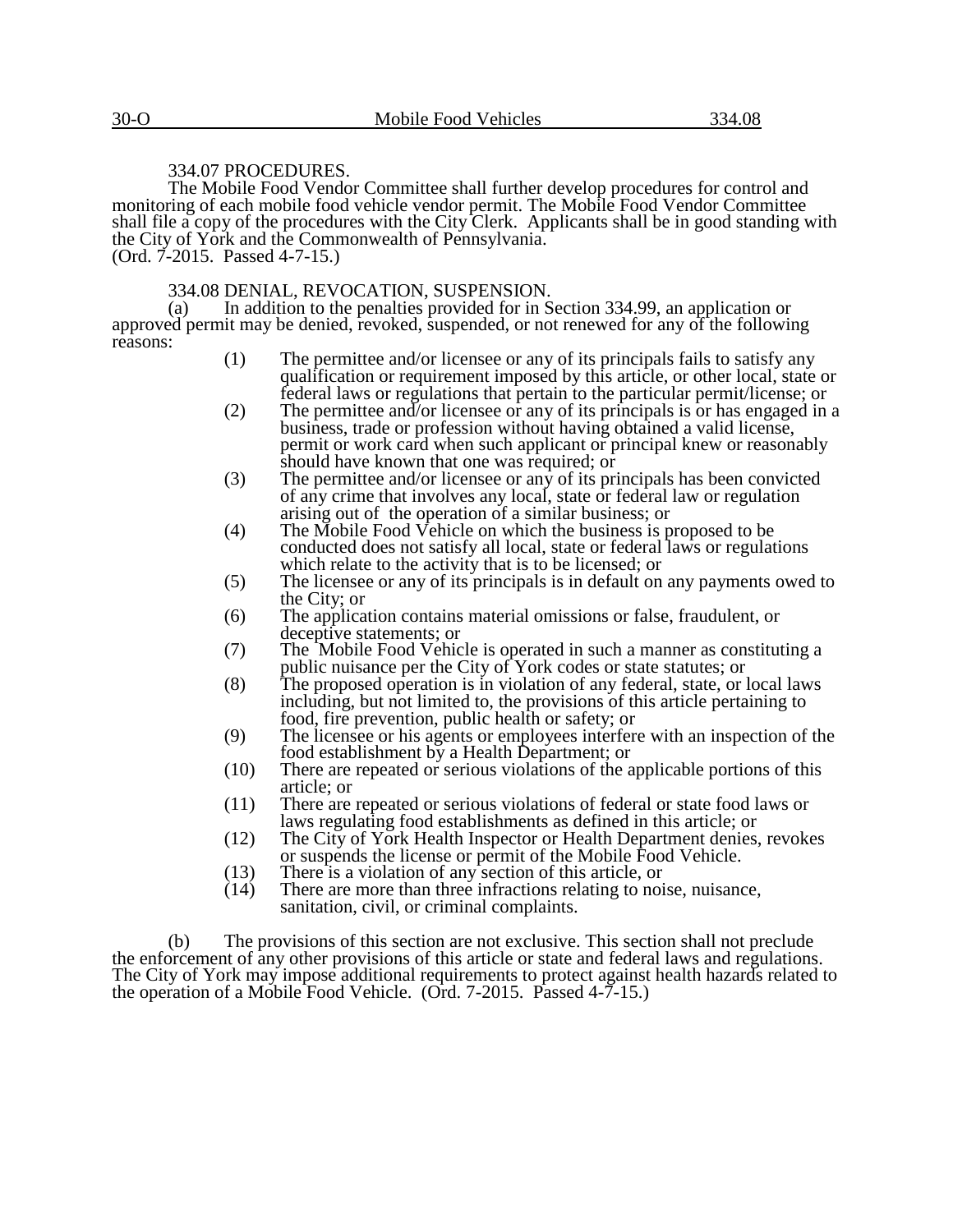### 334.07 PROCEDURES.

The Mobile Food Vendor Committee shall further develop procedures for control and monitoring of each mobile food vehicle vendor permit. The Mobile Food Vendor Committee shall file a copy of the procedures with the City Clerk. Applicants shall be in good standing with the City of York and the Commonwealth of Pennsylvania.
(Ord. 7-2015. Passed 4-7-15.)

### 334.08 DENIAL, REVOCATION, SUSPENSION.

(a) In addition to the penalties provided for in Section 334.99, an application or approved permit may be denied, revoked, suspended, or not renewed for any of the following reasons:

(1) The permittee and/or licensee or any of its principals fails to satisfy any qualification or requirement imposed by this article, or other local, state or federal laws or regulations that pertain to the particular permit/license; or

(2) The permittee and/or licensee or any of its principals is or has engaged in a business, trade or profession without having obtained a valid license, permit or work card when such applicant or principal knew or reasonably should have known that one was required; or

(3) The permittee and/or licensee or any of its principals has been convicted of any crime that involves any local, state or federal law or regulation arising out of the operation of a similar business; or

(4) The Mobile Food Vehicle on which the business is proposed to be conducted does not satisfy all local, state or federal laws or regulations which relate to the activity that is to be licensed; or

(5) The licensee or any of its principals is in default on any payments owed to the City; or

(6) The application contains material omissions or false, fraudulent, or deceptive statements; or

(7) The Mobile Food Vehicle is operated in such a manner as constituting a public nuisance per the City of York codes or state statutes; or

(8) The proposed operation is in violation of any federal, state, or local laws including, but not limited to, the provisions of this article pertaining to food, fire prevention, public health or safety; or

(9) The licensee or his agents or employees interfere with an inspection of the food establishment by a Health Department; or

(10) There are repeated or serious violations of the applicable portions of this article; or

(11) There are repeated or serious violations of federal or state food laws or laws regulating food establishments as defined in this article; or

(12) The City of York Health Inspector or Health Department denies, revokes or suspends the license or permit of the Mobile Food Vehicle.

(13) There is a violation of any section of this article, or

(14) There are more than three infractions relating to noise, nuisance, sanitation, civil, or criminal complaints.

(b) The provisions of this section are not exclusive. This section shall not preclude the enforcement of any other provisions of this article or state and federal laws and regulations. The City of York may impose additional requirements to protect against health hazards related to the operation of a Mobile Food Vehicle. (Ord. 7-2015. Passed 4-7-15.)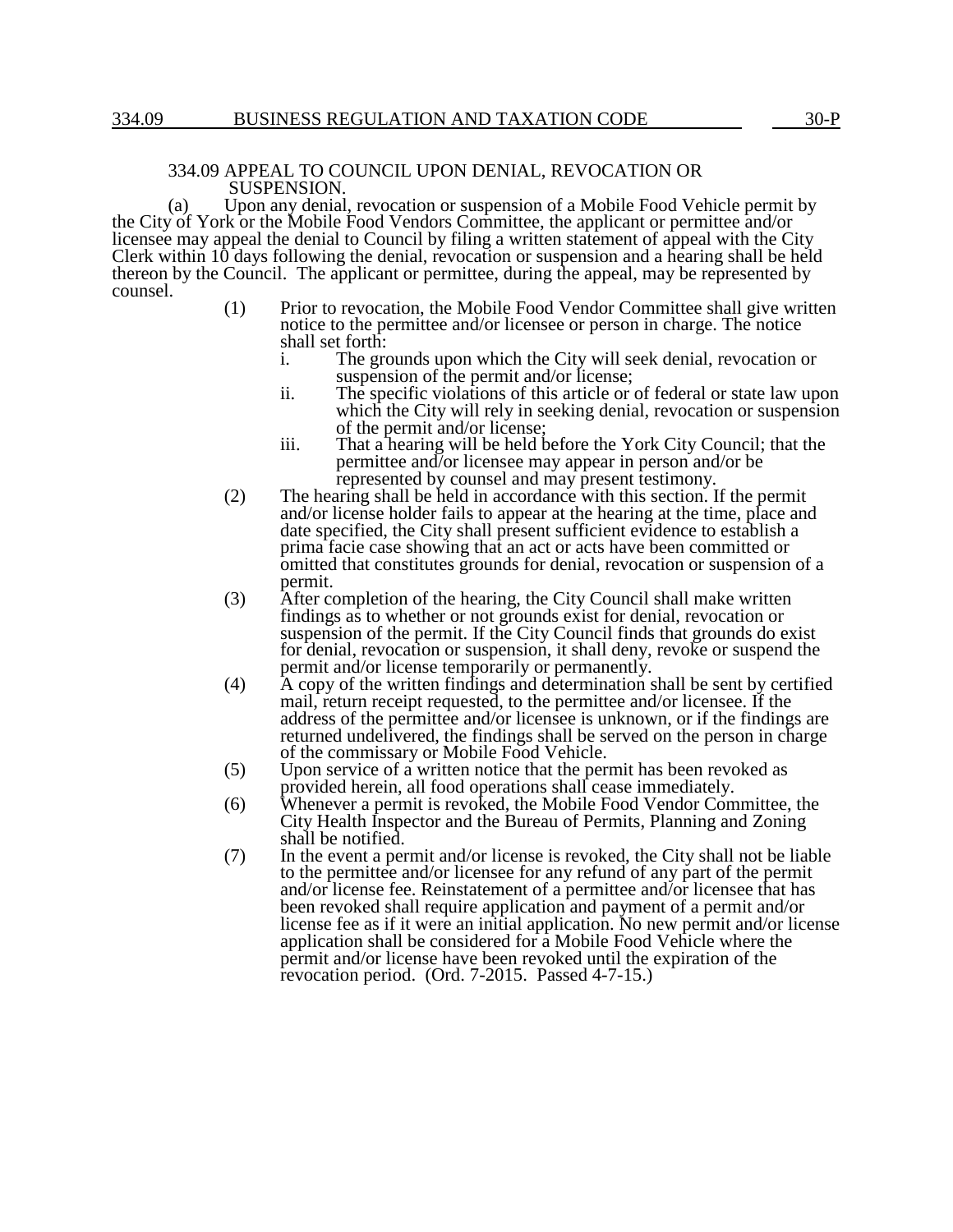### 334.09 APPEAL TO COUNCIL UPON DENIAL, REVOCATION OR SUSPENSION.

(a) Upon any denial, revocation or suspension of a Mobile Food Vehicle permit by the City of York or the Mobile Food Vendors Committee, the applicant or permittee and/or licensee may appeal the denial to Council by filing a written statement of appeal with the City Clerk within 10 days following the denial, revocation or suspension and a hearing shall be held thereon by the Council. The applicant or permittee, during the appeal, may be represented by counsel.

(1) Prior to revocation, the Mobile Food Vendor Committee shall give written notice to the permittee and/or licensee or person in charge. The notice shall set forth:

i. The grounds upon which the City will seek denial, revocation or suspension of the permit and/or license;

ii. The specific violations of this article or of federal or state law upon which the City will rely in seeking denial, revocation or suspension of the permit and/or license;

iii. That a hearing will be held before the York City Council; that the permittee and/or licensee may appear in person and/or be represented by counsel and may present testimony.

(2) The hearing shall be held in accordance with this section. If the permit and/or license holder fails to appear at the hearing at the time, place and date specified, the City shall present sufficient evidence to establish a prima facie case showing that an act or acts have been committed or omitted that constitutes grounds for denial, revocation or suspension of a permit.

(3) After completion of the hearing, the City Council shall make written findings as to whether or not grounds exist for denial, revocation or suspension of the permit. If the City Council finds that grounds do exist for denial, revocation or suspension, it shall deny, revoke or suspend the permit and/or license temporarily or permanently.

(4) A copy of the written findings and determination shall be sent by certified mail, return receipt requested, to the permittee and/or licensee. If the address of the permittee and/or licensee is unknown, or if the findings are returned undelivered, the findings shall be served on the person in charge of the commissary or Mobile Food Vehicle.

(5) Upon service of a written notice that the permit has been revoked as provided herein, all food operations shall cease immediately.

(6) Whenever a permit is revoked, the Mobile Food Vendor Committee, the City Health Inspector and the Bureau of Permits, Planning and Zoning shall be notified.

(7) In the event a permit and/or license is revoked, the City shall not be liable to the permittee and/or licensee for any refund of any part of the permit and/or license fee. Reinstatement of a permittee and/or licensee that has been revoked shall require application and payment of a permit and/or license fee as if it were an initial application. No new permit and/or license application shall be considered for a Mobile Food Vehicle where the permit and/or license have been revoked until the expiration of the revocation period. (Ord. 7-2015. Passed 4-7-15.)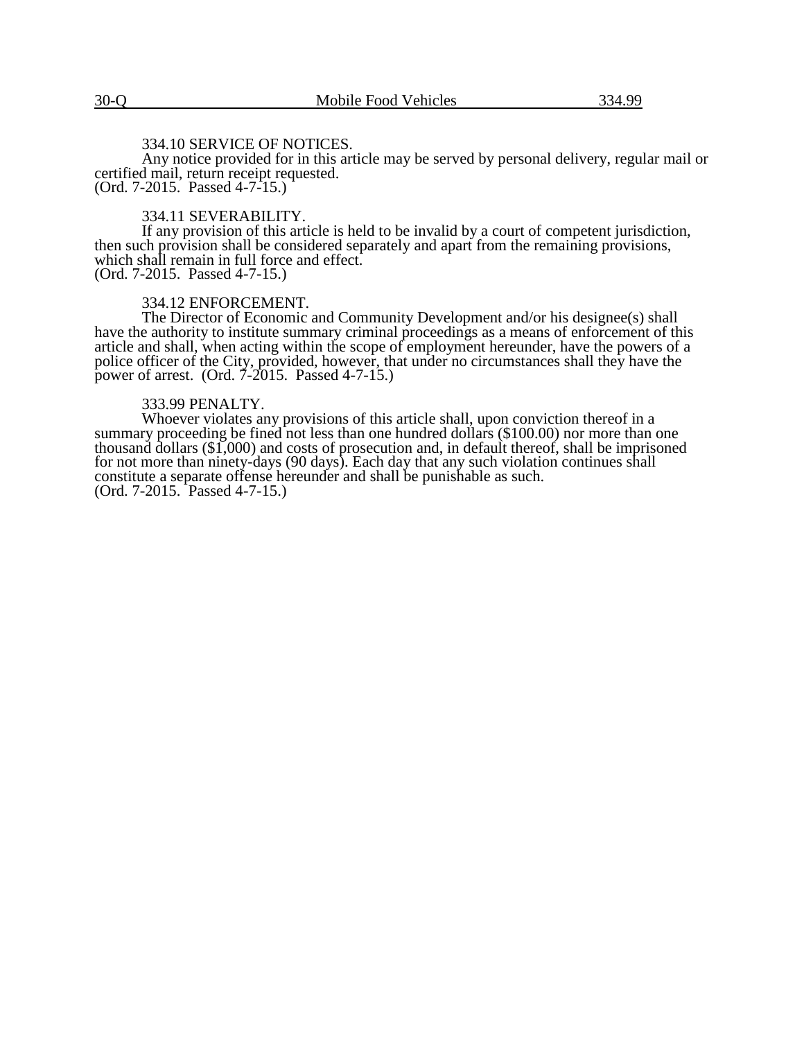334.10 SERVICE OF NOTICES.

Any notice provided for in this article may be served by personal delivery, regular mail or certified mail, return receipt requested.
(Ord. 7-2015. Passed 4-7-15.)

334.11 SEVERABILITY.

If any provision of this article is held to be invalid by a court of competent jurisdiction, then such provision shall be considered separately and apart from the remaining provisions, which shall remain in full force and effect.
(Ord. 7-2015. Passed 4-7-15.)

334.12 ENFORCEMENT.

The Director of Economic and Community Development and/or his designee(s) shall have the authority to institute summary criminal proceedings as a means of enforcement of this article and shall, when acting within the scope of employment hereunder, have the powers of a police officer of the City, provided, however, that under no circumstances shall they have the power of arrest. (Ord. 7-2015. Passed 4-7-15.)

333.99 PENALTY.

Whoever violates any provisions of this article shall, upon conviction thereof in a summary proceeding be fined not less than one hundred dollars ($100.00) nor more than one thousand dollars ($1,000) and costs of prosecution and, in default thereof, shall be imprisoned for not more than ninety-days (90 days). Each day that any such violation continues shall constitute a separate offense hereunder and shall be punishable as such.
(Ord. 7-2015. Passed 4-7-15.)